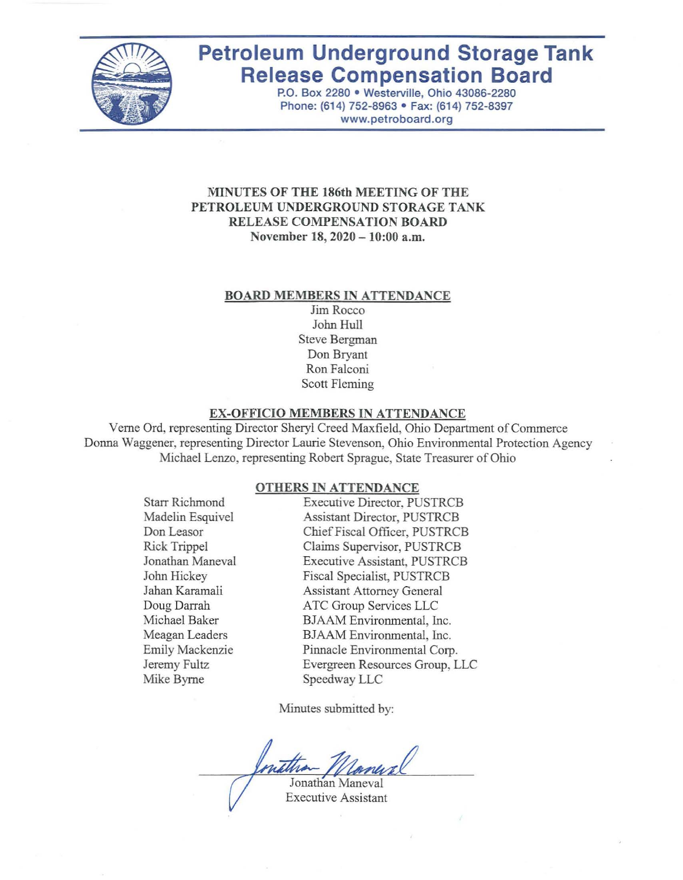# Petroleum Underground Storage Tank Release Compensation Board

P.O. Box 2280 • Westerville, Ohio 43086-2280
Phone: (614) 752-8963 • Fax: (614) 752-8397
www.petroboard.org

**MINUTES OF THE 186th MEETING OF THE PETROLEUM UNDERGROUND STORAGE TANK RELEASE COMPENSATION BOARD**
**November 18, 2020 – 10:00 a.m.**

**BOARD MEMBERS IN ATTENDANCE**

Jim Rocco
John Hull
Steve Bergman
Don Bryant
Ron Falconi
Scott Fleming

**EX-OFFICIO MEMBERS IN ATTENDANCE**

Verne Ord, representing Director Sheryl Creed Maxfield, Ohio Department of Commerce
Donna Waggener, representing Director Laurie Stevenson, Ohio Environmental Protection Agency
Michael Lenzo, representing Robert Sprague, State Treasurer of Ohio

**OTHERS IN ATTENDANCE**

| Name | Affiliation |
|---|---|
| Starr Richmond | Executive Director, PUSTRCB |
| Madelin Esquivel | Assistant Director, PUSTRCB |
| Don Leasor | Chief Fiscal Officer, PUSTRCB |
| Rick Trippel | Claims Supervisor, PUSTRCB |
| Jonathan Maneval | Executive Assistant, PUSTRCB |
| John Hickey | Fiscal Specialist, PUSTRCB |
| Jahan Karamali | Assistant Attorney General |
| Doug Darrah | ATC Group Services LLC |
| Michael Baker | BJAAM Environmental, Inc. |
| Meagan Leaders | BJAAM Environmental, Inc. |
| Emily Mackenzie | Pinnacle Environmental Corp. |
| Jeremy Fultz | Evergreen Resources Group, LLC |
| Mike Byrne | Speedway LLC |

Minutes submitted by:

Jonathan Maneval
Executive Assistant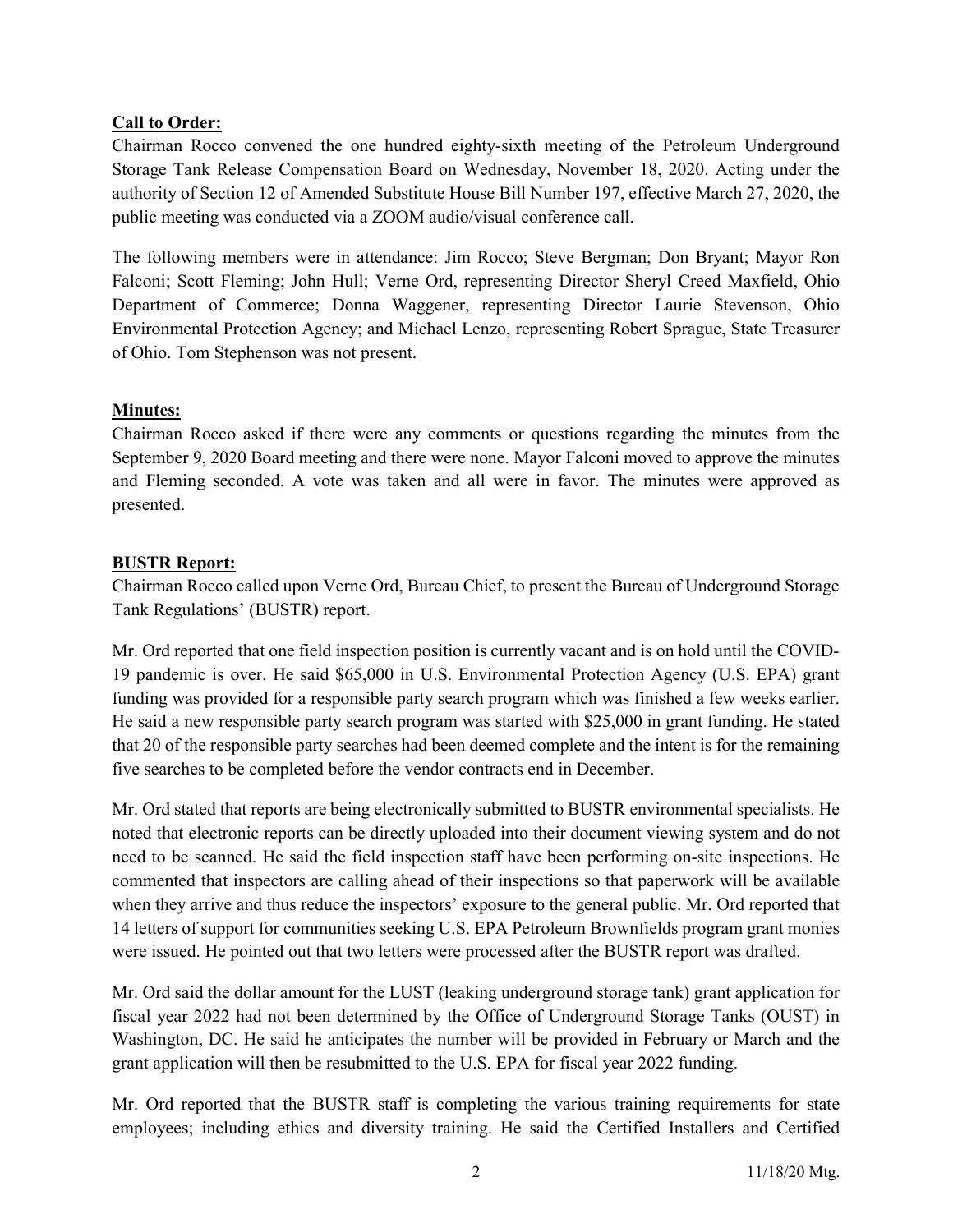**Call to Order:**

Chairman Rocco convened the one hundred eighty-sixth meeting of the Petroleum Underground Storage Tank Release Compensation Board on Wednesday, November 18, 2020. Acting under the authority of Section 12 of Amended Substitute House Bill Number 197, effective March 27, 2020, the public meeting was conducted via a ZOOM audio/visual conference call.

The following members were in attendance: Jim Rocco; Steve Bergman; Don Bryant; Mayor Ron Falconi; Scott Fleming; John Hull; Verne Ord, representing Director Sheryl Creed Maxfield, Ohio Department of Commerce; Donna Waggener, representing Director Laurie Stevenson, Ohio Environmental Protection Agency; and Michael Lenzo, representing Robert Sprague, State Treasurer of Ohio. Tom Stephenson was not present.

**Minutes:**

Chairman Rocco asked if there were any comments or questions regarding the minutes from the September 9, 2020 Board meeting and there were none. Mayor Falconi moved to approve the minutes and Fleming seconded. A vote was taken and all were in favor. The minutes were approved as presented.

**BUSTR Report:**

Chairman Rocco called upon Verne Ord, Bureau Chief, to present the Bureau of Underground Storage Tank Regulations' (BUSTR) report.

Mr. Ord reported that one field inspection position is currently vacant and is on hold until the COVID-19 pandemic is over. He said $65,000 in U.S. Environmental Protection Agency (U.S. EPA) grant funding was provided for a responsible party search program which was finished a few weeks earlier. He said a new responsible party search program was started with $25,000 in grant funding. He stated that 20 of the responsible party searches had been deemed complete and the intent is for the remaining five searches to be completed before the vendor contracts end in December.

Mr. Ord stated that reports are being electronically submitted to BUSTR environmental specialists. He noted that electronic reports can be directly uploaded into their document viewing system and do not need to be scanned. He said the field inspection staff have been performing on-site inspections. He commented that inspectors are calling ahead of their inspections so that paperwork will be available when they arrive and thus reduce the inspectors' exposure to the general public. Mr. Ord reported that 14 letters of support for communities seeking U.S. EPA Petroleum Brownfields program grant monies were issued. He pointed out that two letters were processed after the BUSTR report was drafted.

Mr. Ord said the dollar amount for the LUST (leaking underground storage tank) grant application for fiscal year 2022 had not been determined by the Office of Underground Storage Tanks (OUST) in Washington, DC. He said he anticipates the number will be provided in February or March and the grant application will then be resubmitted to the U.S. EPA for fiscal year 2022 funding.

Mr. Ord reported that the BUSTR staff is completing the various training requirements for state employees; including ethics and diversity training. He said the Certified Installers and Certified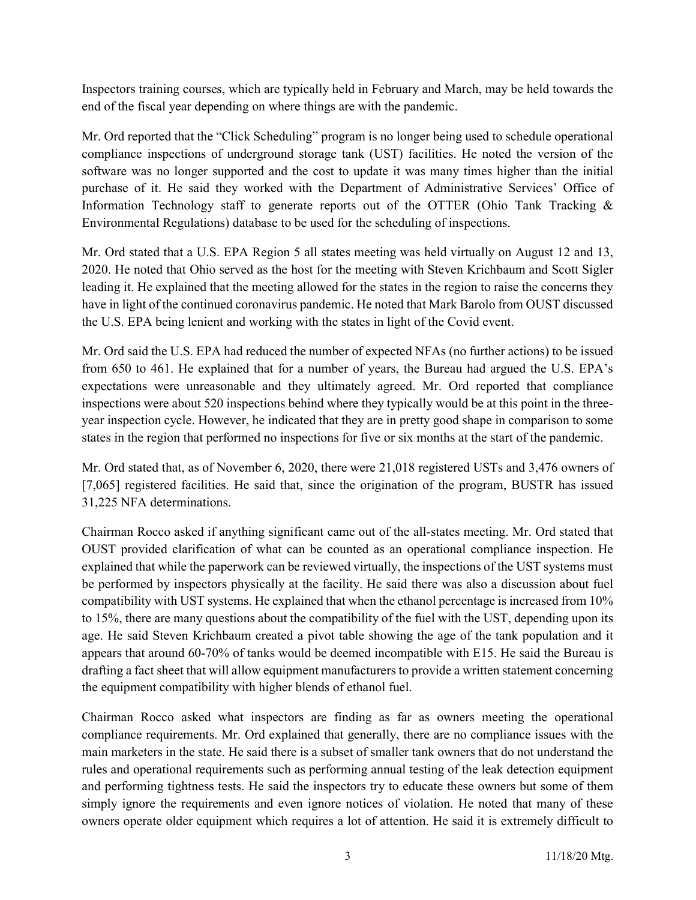Inspectors training courses, which are typically held in February and March, may be held towards the end of the fiscal year depending on where things are with the pandemic.

Mr. Ord reported that the "Click Scheduling" program is no longer being used to schedule operational compliance inspections of underground storage tank (UST) facilities. He noted the version of the software was no longer supported and the cost to update it was many times higher than the initial purchase of it. He said they worked with the Department of Administrative Services' Office of Information Technology staff to generate reports out of the OTTER (Ohio Tank Tracking & Environmental Regulations) database to be used for the scheduling of inspections.

Mr. Ord stated that a U.S. EPA Region 5 all states meeting was held virtually on August 12 and 13, 2020. He noted that Ohio served as the host for the meeting with Steven Krichbaum and Scott Sigler leading it. He explained that the meeting allowed for the states in the region to raise the concerns they have in light of the continued coronavirus pandemic. He noted that Mark Barolo from OUST discussed the U.S. EPA being lenient and working with the states in light of the Covid event.

Mr. Ord said the U.S. EPA had reduced the number of expected NFAs (no further actions) to be issued from 650 to 461. He explained that for a number of years, the Bureau had argued the U.S. EPA's expectations were unreasonable and they ultimately agreed. Mr. Ord reported that compliance inspections were about 520 inspections behind where they typically would be at this point in the three-year inspection cycle. However, he indicated that they are in pretty good shape in comparison to some states in the region that performed no inspections for five or six months at the start of the pandemic.

Mr. Ord stated that, as of November 6, 2020, there were 21,018 registered USTs and 3,476 owners of [7,065] registered facilities. He said that, since the origination of the program, BUSTR has issued 31,225 NFA determinations.

Chairman Rocco asked if anything significant came out of the all-states meeting. Mr. Ord stated that OUST provided clarification of what can be counted as an operational compliance inspection. He explained that while the paperwork can be reviewed virtually, the inspections of the UST systems must be performed by inspectors physically at the facility. He said there was also a discussion about fuel compatibility with UST systems. He explained that when the ethanol percentage is increased from 10% to 15%, there are many questions about the compatibility of the fuel with the UST, depending upon its age. He said Steven Krichbaum created a pivot table showing the age of the tank population and it appears that around 60-70% of tanks would be deemed incompatible with E15. He said the Bureau is drafting a fact sheet that will allow equipment manufacturers to provide a written statement concerning the equipment compatibility with higher blends of ethanol fuel.

Chairman Rocco asked what inspectors are finding as far as owners meeting the operational compliance requirements. Mr. Ord explained that generally, there are no compliance issues with the main marketers in the state. He said there is a subset of smaller tank owners that do not understand the rules and operational requirements such as performing annual testing of the leak detection equipment and performing tightness tests. He said the inspectors try to educate these owners but some of them simply ignore the requirements and even ignore notices of violation. He noted that many of these owners operate older equipment which requires a lot of attention. He said it is extremely difficult to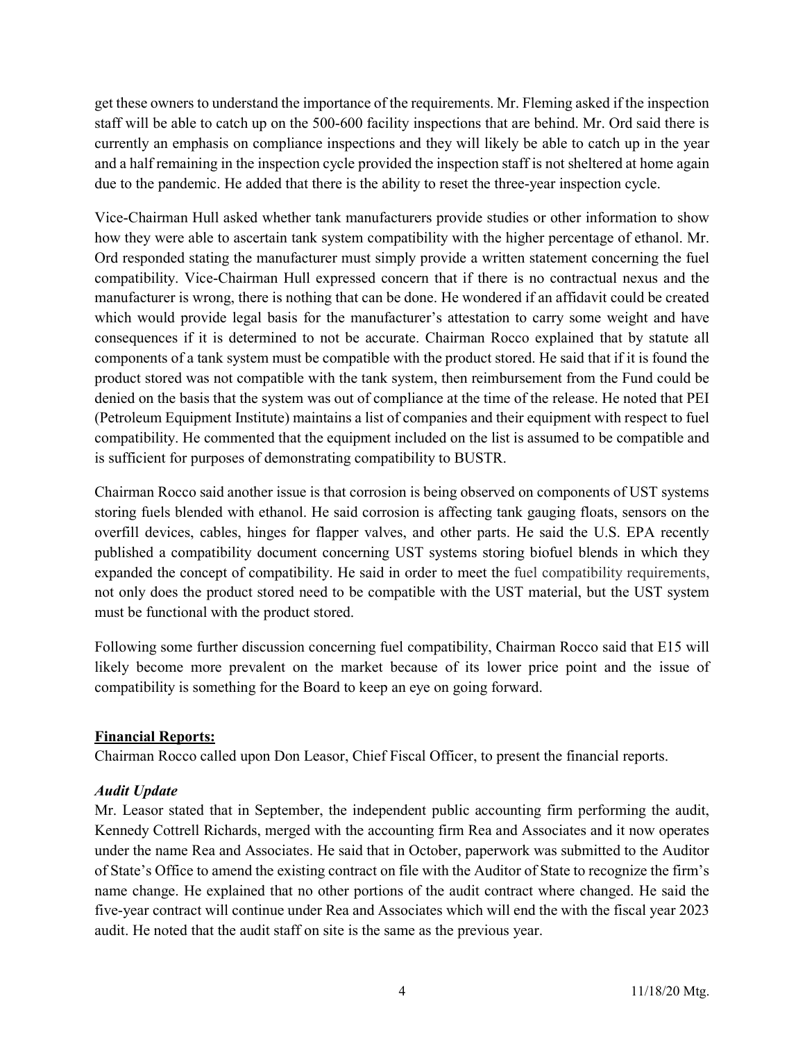get these owners to understand the importance of the requirements. Mr. Fleming asked if the inspection staff will be able to catch up on the 500-600 facility inspections that are behind. Mr. Ord said there is currently an emphasis on compliance inspections and they will likely be able to catch up in the year and a half remaining in the inspection cycle provided the inspection staff is not sheltered at home again due to the pandemic. He added that there is the ability to reset the three-year inspection cycle.

Vice-Chairman Hull asked whether tank manufacturers provide studies or other information to show how they were able to ascertain tank system compatibility with the higher percentage of ethanol. Mr. Ord responded stating the manufacturer must simply provide a written statement concerning the fuel compatibility. Vice-Chairman Hull expressed concern that if there is no contractual nexus and the manufacturer is wrong, there is nothing that can be done. He wondered if an affidavit could be created which would provide legal basis for the manufacturer's attestation to carry some weight and have consequences if it is determined to not be accurate. Chairman Rocco explained that by statute all components of a tank system must be compatible with the product stored. He said that if it is found the product stored was not compatible with the tank system, then reimbursement from the Fund could be denied on the basis that the system was out of compliance at the time of the release. He noted that PEI (Petroleum Equipment Institute) maintains a list of companies and their equipment with respect to fuel compatibility. He commented that the equipment included on the list is assumed to be compatible and is sufficient for purposes of demonstrating compatibility to BUSTR.

Chairman Rocco said another issue is that corrosion is being observed on components of UST systems storing fuels blended with ethanol. He said corrosion is affecting tank gauging floats, sensors on the overfill devices, cables, hinges for flapper valves, and other parts. He said the U.S. EPA recently published a compatibility document concerning UST systems storing biofuel blends in which they expanded the concept of compatibility. He said in order to meet the fuel compatibility requirements, not only does the product stored need to be compatible with the UST material, but the UST system must be functional with the product stored.

Following some further discussion concerning fuel compatibility, Chairman Rocco said that E15 will likely become more prevalent on the market because of its lower price point and the issue of compatibility is something for the Board to keep an eye on going forward.

**Financial Reports:**

Chairman Rocco called upon Don Leasor, Chief Fiscal Officer, to present the financial reports.

***Audit Update***

Mr. Leasor stated that in September, the independent public accounting firm performing the audit, Kennedy Cottrell Richards, merged with the accounting firm Rea and Associates and it now operates under the name Rea and Associates. He said that in October, paperwork was submitted to the Auditor of State's Office to amend the existing contract on file with the Auditor of State to recognize the firm's name change. He explained that no other portions of the audit contract where changed. He said the five-year contract will continue under Rea and Associates which will end the with the fiscal year 2023 audit. He noted that the audit staff on site is the same as the previous year.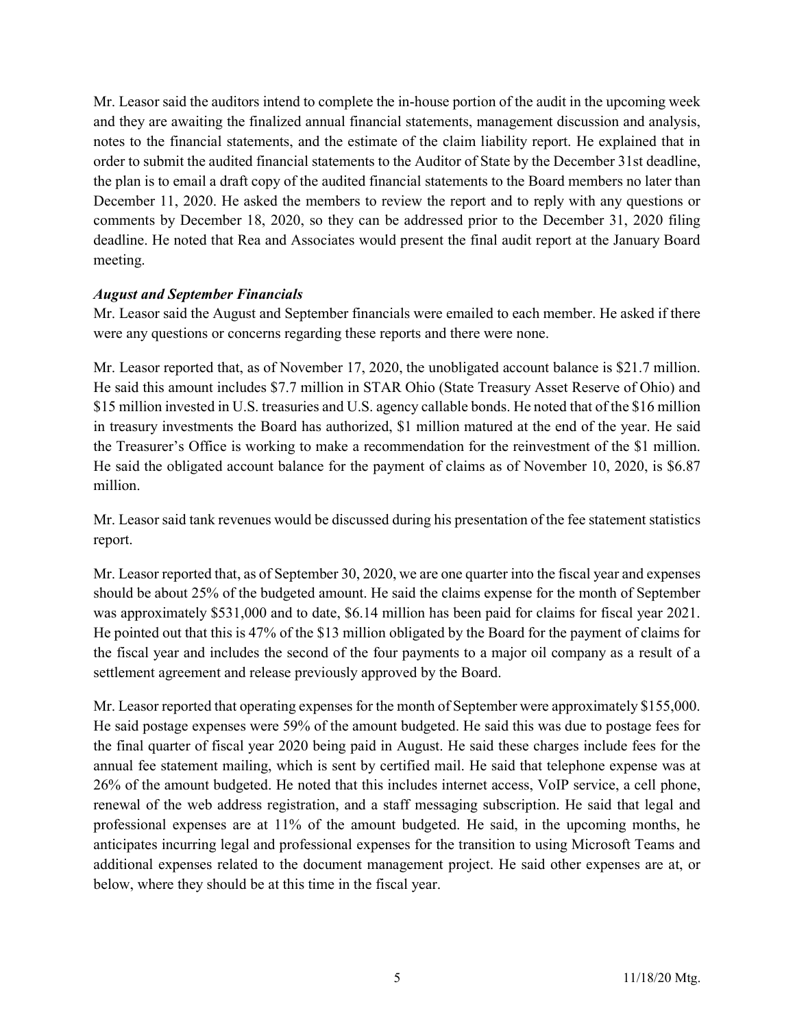Mr. Leasor said the auditors intend to complete the in-house portion of the audit in the upcoming week and they are awaiting the finalized annual financial statements, management discussion and analysis, notes to the financial statements, and the estimate of the claim liability report. He explained that in order to submit the audited financial statements to the Auditor of State by the December 31st deadline, the plan is to email a draft copy of the audited financial statements to the Board members no later than December 11, 2020. He asked the members to review the report and to reply with any questions or comments by December 18, 2020, so they can be addressed prior to the December 31, 2020 filing deadline. He noted that Rea and Associates would present the final audit report at the January Board meeting.

***August and September Financials***

Mr. Leasor said the August and September financials were emailed to each member. He asked if there were any questions or concerns regarding these reports and there were none.

Mr. Leasor reported that, as of November 17, 2020, the unobligated account balance is $21.7 million. He said this amount includes $7.7 million in STAR Ohio (State Treasury Asset Reserve of Ohio) and $15 million invested in U.S. treasuries and U.S. agency callable bonds. He noted that of the $16 million in treasury investments the Board has authorized, $1 million matured at the end of the year. He said the Treasurer's Office is working to make a recommendation for the reinvestment of the $1 million. He said the obligated account balance for the payment of claims as of November 10, 2020, is $6.87 million.

Mr. Leasor said tank revenues would be discussed during his presentation of the fee statement statistics report.

Mr. Leasor reported that, as of September 30, 2020, we are one quarter into the fiscal year and expenses should be about 25% of the budgeted amount. He said the claims expense for the month of September was approximately $531,000 and to date, $6.14 million has been paid for claims for fiscal year 2021. He pointed out that this is 47% of the $13 million obligated by the Board for the payment of claims for the fiscal year and includes the second of the four payments to a major oil company as a result of a settlement agreement and release previously approved by the Board.

Mr. Leasor reported that operating expenses for the month of September were approximately $155,000. He said postage expenses were 59% of the amount budgeted. He said this was due to postage fees for the final quarter of fiscal year 2020 being paid in August. He said these charges include fees for the annual fee statement mailing, which is sent by certified mail. He said that telephone expense was at 26% of the amount budgeted. He noted that this includes internet access, VoIP service, a cell phone, renewal of the web address registration, and a staff messaging subscription. He said that legal and professional expenses are at 11% of the amount budgeted. He said, in the upcoming months, he anticipates incurring legal and professional expenses for the transition to using Microsoft Teams and additional expenses related to the document management project. He said other expenses are at, or below, where they should be at this time in the fiscal year.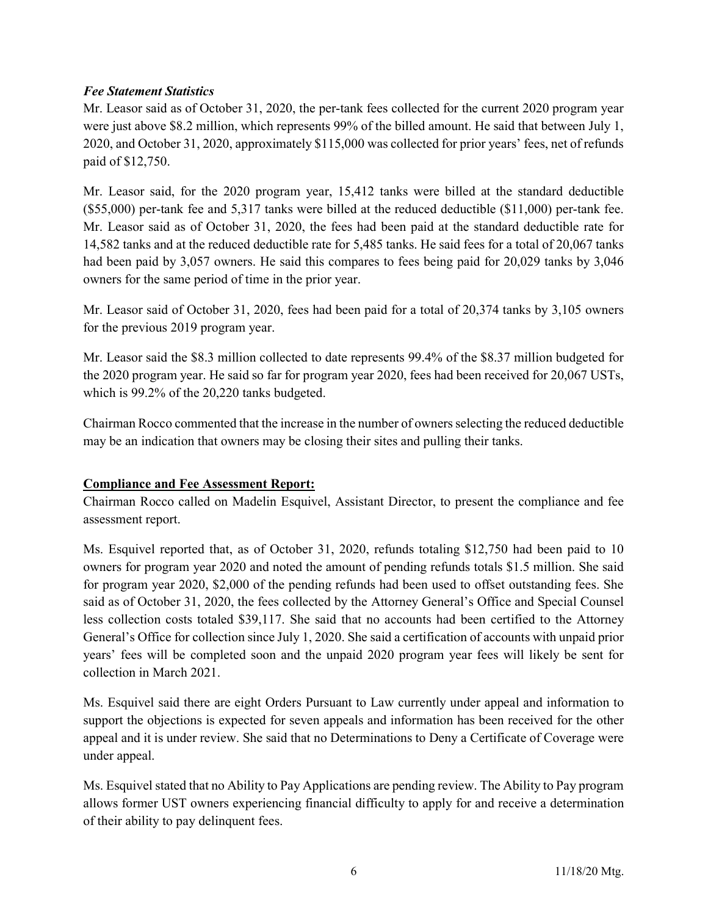***Fee Statement Statistics***

Mr. Leasor said as of October 31, 2020, the per-tank fees collected for the current 2020 program year were just above $8.2 million, which represents 99% of the billed amount. He said that between July 1, 2020, and October 31, 2020, approximately $115,000 was collected for prior years' fees, net of refunds paid of $12,750.

Mr. Leasor said, for the 2020 program year, 15,412 tanks were billed at the standard deductible ($55,000) per-tank fee and 5,317 tanks were billed at the reduced deductible ($11,000) per-tank fee. Mr. Leasor said as of October 31, 2020, the fees had been paid at the standard deductible rate for 14,582 tanks and at the reduced deductible rate for 5,485 tanks. He said fees for a total of 20,067 tanks had been paid by 3,057 owners. He said this compares to fees being paid for 20,029 tanks by 3,046 owners for the same period of time in the prior year.

Mr. Leasor said of October 31, 2020, fees had been paid for a total of 20,374 tanks by 3,105 owners for the previous 2019 program year.

Mr. Leasor said the $8.3 million collected to date represents 99.4% of the $8.37 million budgeted for the 2020 program year. He said so far for program year 2020, fees had been received for 20,067 USTs, which is 99.2% of the 20,220 tanks budgeted.

Chairman Rocco commented that the increase in the number of owners selecting the reduced deductible may be an indication that owners may be closing their sites and pulling their tanks.

**Compliance and Fee Assessment Report:**

Chairman Rocco called on Madelin Esquivel, Assistant Director, to present the compliance and fee assessment report.

Ms. Esquivel reported that, as of October 31, 2020, refunds totaling $12,750 had been paid to 10 owners for program year 2020 and noted the amount of pending refunds totals $1.5 million. She said for program year 2020, $2,000 of the pending refunds had been used to offset outstanding fees. She said as of October 31, 2020, the fees collected by the Attorney General's Office and Special Counsel less collection costs totaled $39,117. She said that no accounts had been certified to the Attorney General's Office for collection since July 1, 2020. She said a certification of accounts with unpaid prior years' fees will be completed soon and the unpaid 2020 program year fees will likely be sent for collection in March 2021.

Ms. Esquivel said there are eight Orders Pursuant to Law currently under appeal and information to support the objections is expected for seven appeals and information has been received for the other appeal and it is under review. She said that no Determinations to Deny a Certificate of Coverage were under appeal.

Ms. Esquivel stated that no Ability to Pay Applications are pending review. The Ability to Pay program allows former UST owners experiencing financial difficulty to apply for and receive a determination of their ability to pay delinquent fees.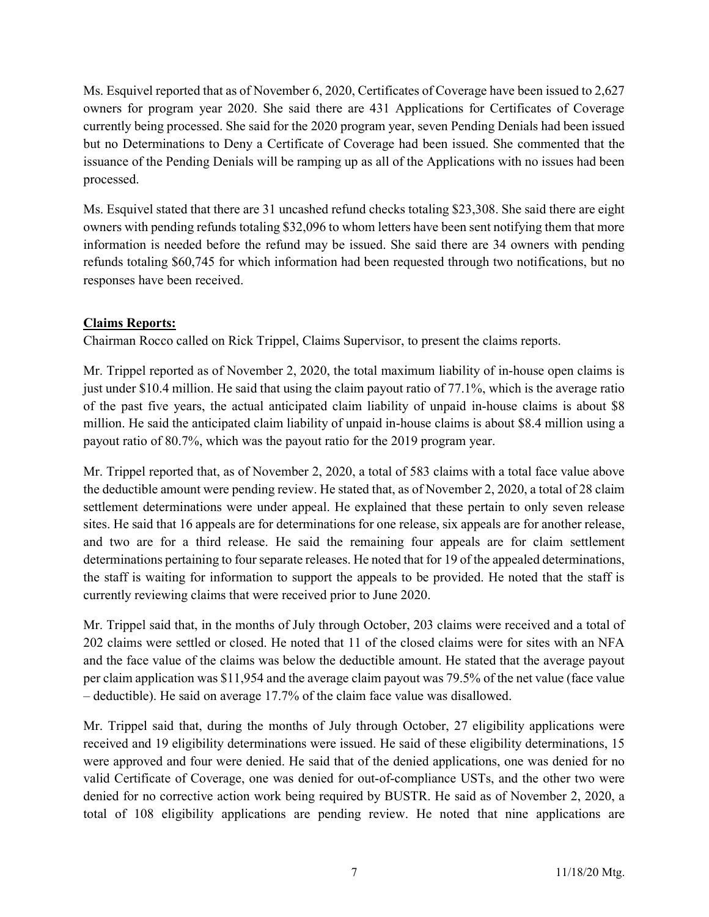Ms. Esquivel reported that as of November 6, 2020, Certificates of Coverage have been issued to 2,627 owners for program year 2020. She said there are 431 Applications for Certificates of Coverage currently being processed. She said for the 2020 program year, seven Pending Denials had been issued but no Determinations to Deny a Certificate of Coverage had been issued. She commented that the issuance of the Pending Denials will be ramping up as all of the Applications with no issues had been processed.

Ms. Esquivel stated that there are 31 uncashed refund checks totaling $23,308. She said there are eight owners with pending refunds totaling $32,096 to whom letters have been sent notifying them that more information is needed before the refund may be issued. She said there are 34 owners with pending refunds totaling $60,745 for which information had been requested through two notifications, but no responses have been received.

**Claims Reports:**

Chairman Rocco called on Rick Trippel, Claims Supervisor, to present the claims reports.

Mr. Trippel reported as of November 2, 2020, the total maximum liability of in-house open claims is just under $10.4 million. He said that using the claim payout ratio of 77.1%, which is the average ratio of the past five years, the actual anticipated claim liability of unpaid in-house claims is about $8 million. He said the anticipated claim liability of unpaid in-house claims is about $8.4 million using a payout ratio of 80.7%, which was the payout ratio for the 2019 program year.

Mr. Trippel reported that, as of November 2, 2020, a total of 583 claims with a total face value above the deductible amount were pending review. He stated that, as of November 2, 2020, a total of 28 claim settlement determinations were under appeal. He explained that these pertain to only seven release sites. He said that 16 appeals are for determinations for one release, six appeals are for another release, and two are for a third release. He said the remaining four appeals are for claim settlement determinations pertaining to four separate releases. He noted that for 19 of the appealed determinations, the staff is waiting for information to support the appeals to be provided. He noted that the staff is currently reviewing claims that were received prior to June 2020.

Mr. Trippel said that, in the months of July through October, 203 claims were received and a total of 202 claims were settled or closed. He noted that 11 of the closed claims were for sites with an NFA and the face value of the claims was below the deductible amount. He stated that the average payout per claim application was $11,954 and the average claim payout was 79.5% of the net value (face value – deductible). He said on average 17.7% of the claim face value was disallowed.

Mr. Trippel said that, during the months of July through October, 27 eligibility applications were received and 19 eligibility determinations were issued. He said of these eligibility determinations, 15 were approved and four were denied. He said that of the denied applications, one was denied for no valid Certificate of Coverage, one was denied for out-of-compliance USTs, and the other two were denied for no corrective action work being required by BUSTR. He said as of November 2, 2020, a total of 108 eligibility applications are pending review. He noted that nine applications are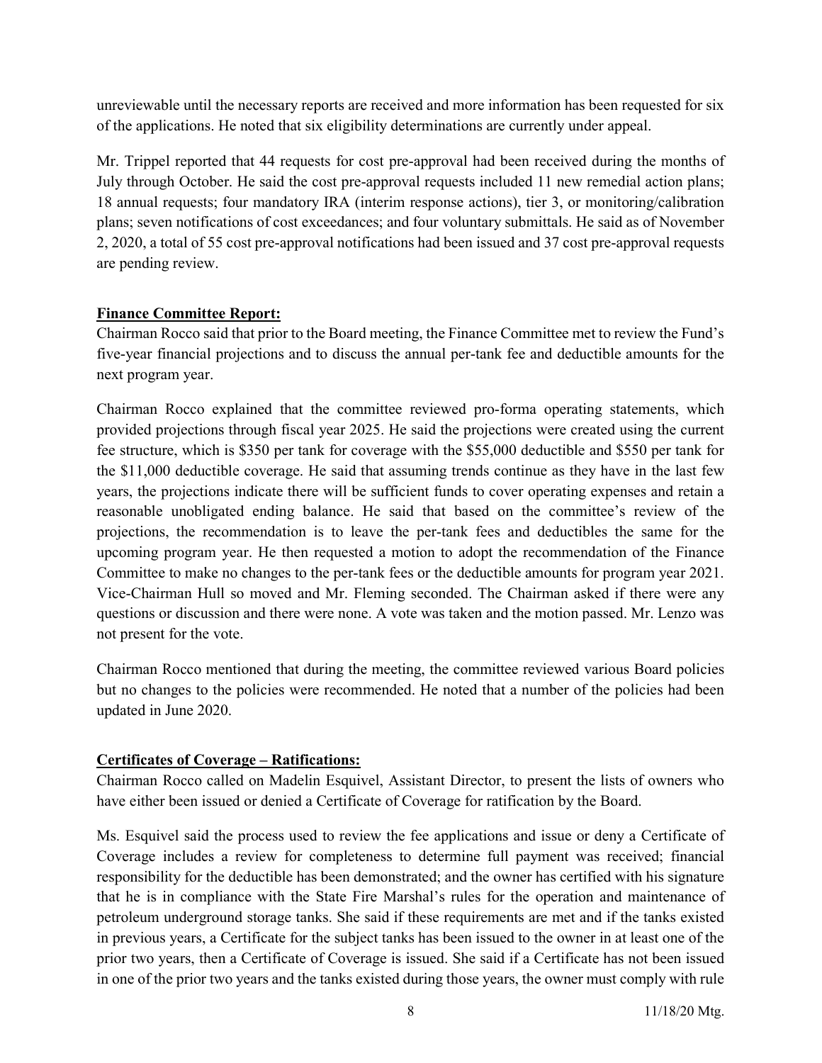unreviewable until the necessary reports are received and more information has been requested for six of the applications. He noted that six eligibility determinations are currently under appeal.

Mr. Trippel reported that 44 requests for cost pre-approval had been received during the months of July through October. He said the cost pre-approval requests included 11 new remedial action plans; 18 annual requests; four mandatory IRA (interim response actions), tier 3, or monitoring/calibration plans; seven notifications of cost exceedances; and four voluntary submittals. He said as of November 2, 2020, a total of 55 cost pre-approval notifications had been issued and 37 cost pre-approval requests are pending review.

**Finance Committee Report:**

Chairman Rocco said that prior to the Board meeting, the Finance Committee met to review the Fund's five-year financial projections and to discuss the annual per-tank fee and deductible amounts for the next program year.

Chairman Rocco explained that the committee reviewed pro-forma operating statements, which provided projections through fiscal year 2025. He said the projections were created using the current fee structure, which is $350 per tank for coverage with the $55,000 deductible and $550 per tank for the $11,000 deductible coverage. He said that assuming trends continue as they have in the last few years, the projections indicate there will be sufficient funds to cover operating expenses and retain a reasonable unobligated ending balance. He said that based on the committee's review of the projections, the recommendation is to leave the per-tank fees and deductibles the same for the upcoming program year. He then requested a motion to adopt the recommendation of the Finance Committee to make no changes to the per-tank fees or the deductible amounts for program year 2021. Vice-Chairman Hull so moved and Mr. Fleming seconded. The Chairman asked if there were any questions or discussion and there were none. A vote was taken and the motion passed. Mr. Lenzo was not present for the vote.

Chairman Rocco mentioned that during the meeting, the committee reviewed various Board policies but no changes to the policies were recommended. He noted that a number of the policies had been updated in June 2020.

**Certificates of Coverage – Ratifications:**

Chairman Rocco called on Madelin Esquivel, Assistant Director, to present the lists of owners who have either been issued or denied a Certificate of Coverage for ratification by the Board.

Ms. Esquivel said the process used to review the fee applications and issue or deny a Certificate of Coverage includes a review for completeness to determine full payment was received; financial responsibility for the deductible has been demonstrated; and the owner has certified with his signature that he is in compliance with the State Fire Marshal's rules for the operation and maintenance of petroleum underground storage tanks. She said if these requirements are met and if the tanks existed in previous years, a Certificate for the subject tanks has been issued to the owner in at least one of the prior two years, then a Certificate of Coverage is issued. She said if a Certificate has not been issued in one of the prior two years and the tanks existed during those years, the owner must comply with rule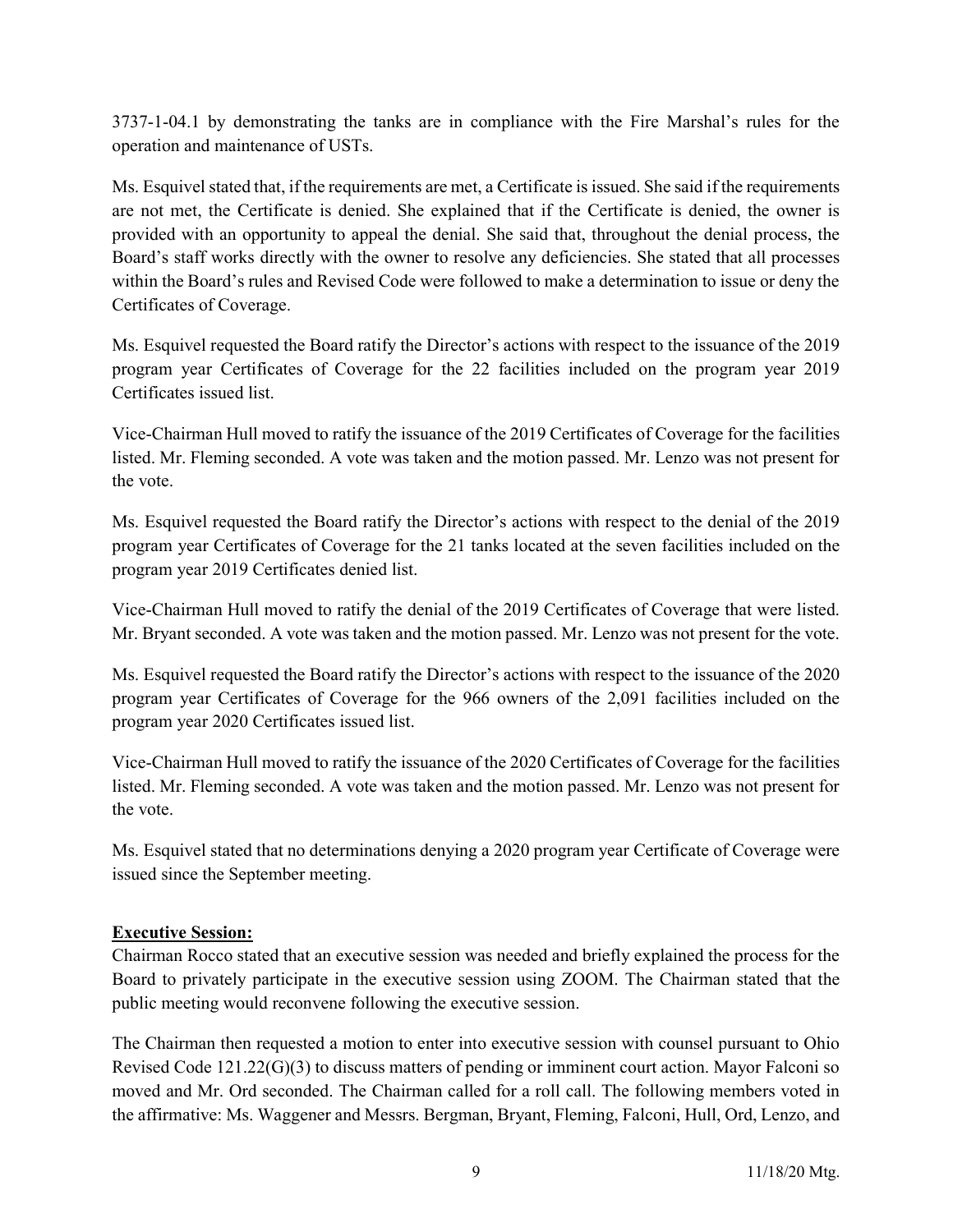3737-1-04.1 by demonstrating the tanks are in compliance with the Fire Marshal's rules for the operation and maintenance of USTs.

Ms. Esquivel stated that, if the requirements are met, a Certificate is issued. She said if the requirements are not met, the Certificate is denied. She explained that if the Certificate is denied, the owner is provided with an opportunity to appeal the denial. She said that, throughout the denial process, the Board's staff works directly with the owner to resolve any deficiencies. She stated that all processes within the Board's rules and Revised Code were followed to make a determination to issue or deny the Certificates of Coverage.

Ms. Esquivel requested the Board ratify the Director's actions with respect to the issuance of the 2019 program year Certificates of Coverage for the 22 facilities included on the program year 2019 Certificates issued list.

Vice-Chairman Hull moved to ratify the issuance of the 2019 Certificates of Coverage for the facilities listed. Mr. Fleming seconded. A vote was taken and the motion passed. Mr. Lenzo was not present for the vote.

Ms. Esquivel requested the Board ratify the Director's actions with respect to the denial of the 2019 program year Certificates of Coverage for the 21 tanks located at the seven facilities included on the program year 2019 Certificates denied list.

Vice-Chairman Hull moved to ratify the denial of the 2019 Certificates of Coverage that were listed. Mr. Bryant seconded. A vote was taken and the motion passed. Mr. Lenzo was not present for the vote.

Ms. Esquivel requested the Board ratify the Director's actions with respect to the issuance of the 2020 program year Certificates of Coverage for the 966 owners of the 2,091 facilities included on the program year 2020 Certificates issued list.

Vice-Chairman Hull moved to ratify the issuance of the 2020 Certificates of Coverage for the facilities listed. Mr. Fleming seconded. A vote was taken and the motion passed. Mr. Lenzo was not present for the vote.

Ms. Esquivel stated that no determinations denying a 2020 program year Certificate of Coverage were issued since the September meeting.

**Executive Session:**

Chairman Rocco stated that an executive session was needed and briefly explained the process for the Board to privately participate in the executive session using ZOOM. The Chairman stated that the public meeting would reconvene following the executive session.

The Chairman then requested a motion to enter into executive session with counsel pursuant to Ohio Revised Code 121.22(G)(3) to discuss matters of pending or imminent court action. Mayor Falconi so moved and Mr. Ord seconded. The Chairman called for a roll call. The following members voted in the affirmative: Ms. Waggener and Messrs. Bergman, Bryant, Fleming, Falconi, Hull, Ord, Lenzo, and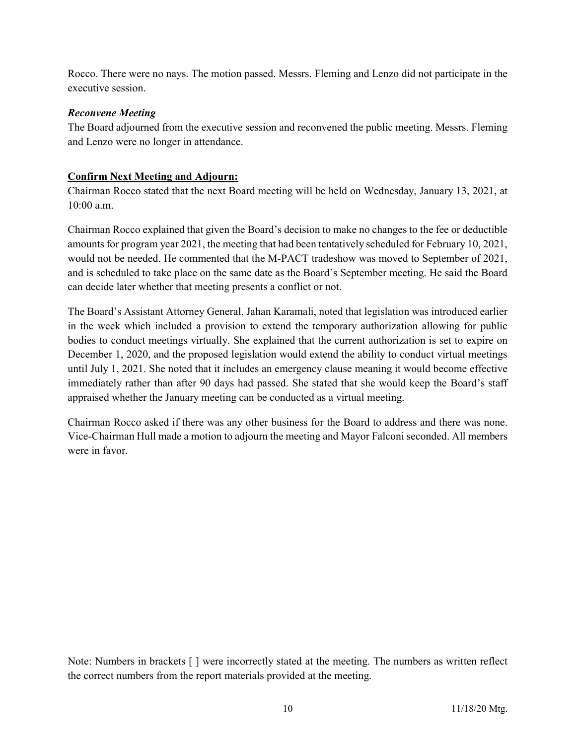Rocco. There were no nays. The motion passed. Messrs. Fleming and Lenzo did not participate in the executive session.

***Reconvene Meeting***

The Board adjourned from the executive session and reconvened the public meeting. Messrs. Fleming and Lenzo were no longer in attendance.

**Confirm Next Meeting and Adjourn:**

Chairman Rocco stated that the next Board meeting will be held on Wednesday, January 13, 2021, at 10:00 a.m.

Chairman Rocco explained that given the Board's decision to make no changes to the fee or deductible amounts for program year 2021, the meeting that had been tentatively scheduled for February 10, 2021, would not be needed. He commented that the M-PACT tradeshow was moved to September of 2021, and is scheduled to take place on the same date as the Board's September meeting. He said the Board can decide later whether that meeting presents a conflict or not.

The Board's Assistant Attorney General, Jahan Karamali, noted that legislation was introduced earlier in the week which included a provision to extend the temporary authorization allowing for public bodies to conduct meetings virtually. She explained that the current authorization is set to expire on December 1, 2020, and the proposed legislation would extend the ability to conduct virtual meetings until July 1, 2021. She noted that it includes an emergency clause meaning it would become effective immediately rather than after 90 days had passed. She stated that she would keep the Board's staff appraised whether the January meeting can be conducted as a virtual meeting.

Chairman Rocco asked if there was any other business for the Board to address and there was none. Vice-Chairman Hull made a motion to adjourn the meeting and Mayor Falconi seconded. All members were in favor.

Note: Numbers in brackets [ ] were incorrectly stated at the meeting. The numbers as written reflect the correct numbers from the report materials provided at the meeting.